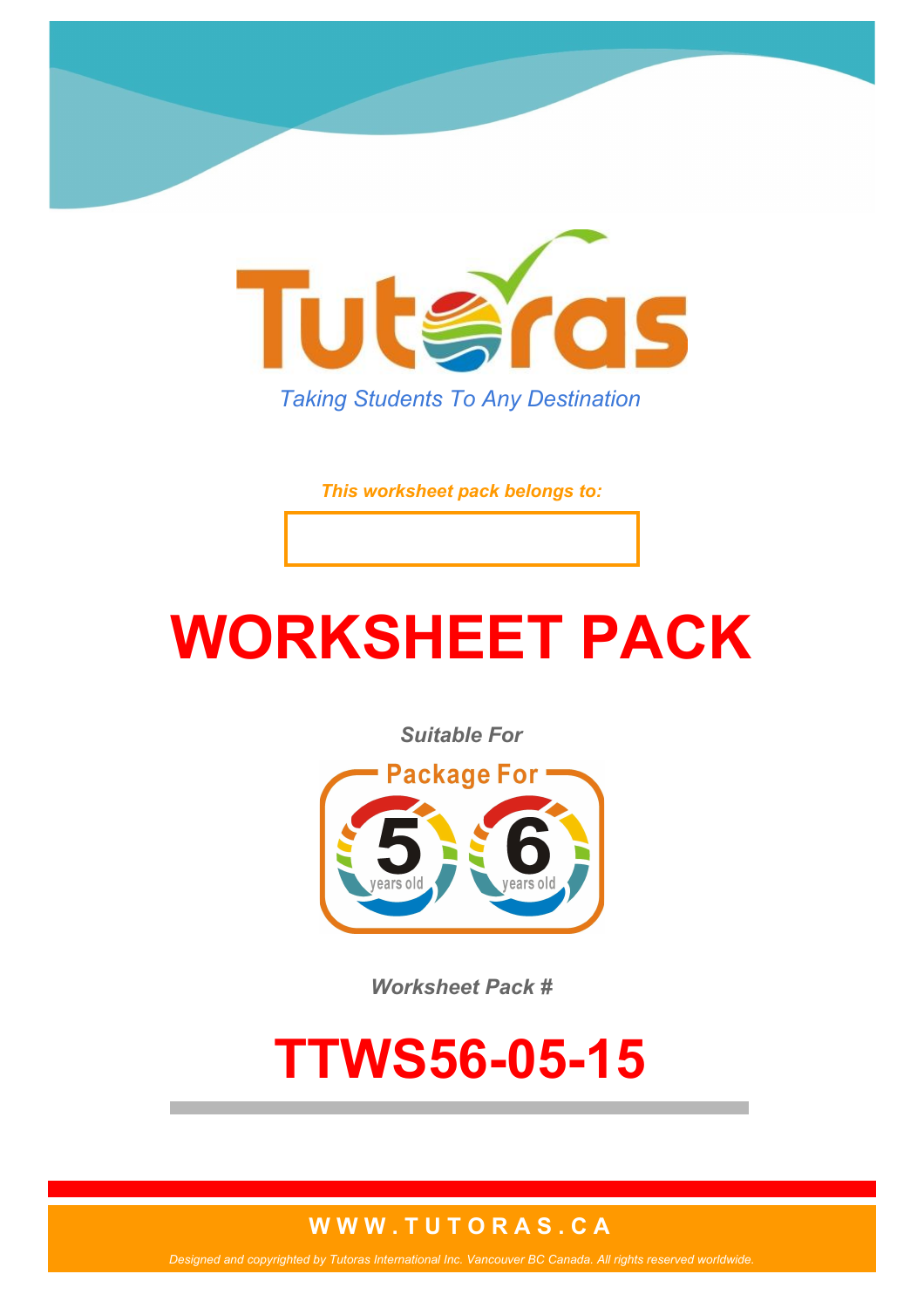Tutoras

*Taking Students To Any Destination*

***This worksheet pack belongs to:***

# WORKSHEET PACK

***Suitable For***

Package For 5 years old 6 years old

***Worksheet Pack #***

# TTWS56-05-15

**WWW.TUTORAS.CA**

*Designed and copyrighted by Tutoras International Inc. Vancouver BC Canada. All rights reserved worldwide.*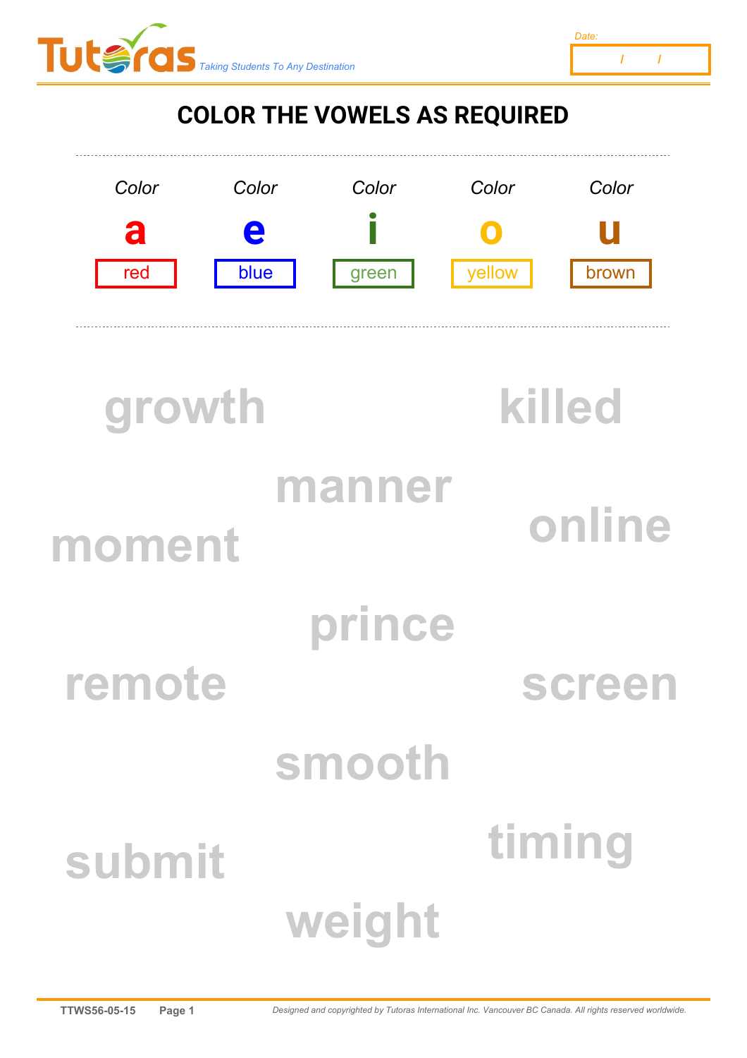Date: / /

# COLOR THE VOWELS AS REQUIRED

| Color | Color | Color | Color | Color |
|---|---|---|---|---|
| a | e | i | o | u |
| red | blue | green | yellow | brown |

growth

killed

manner

moment

online

prince

remote

screen

smooth

submit

timing

weight

TTWS56-05-15

*Designed and copyrighted by Tutoras International Inc. Vancouver BC Canada. All rights reserved worldwide.*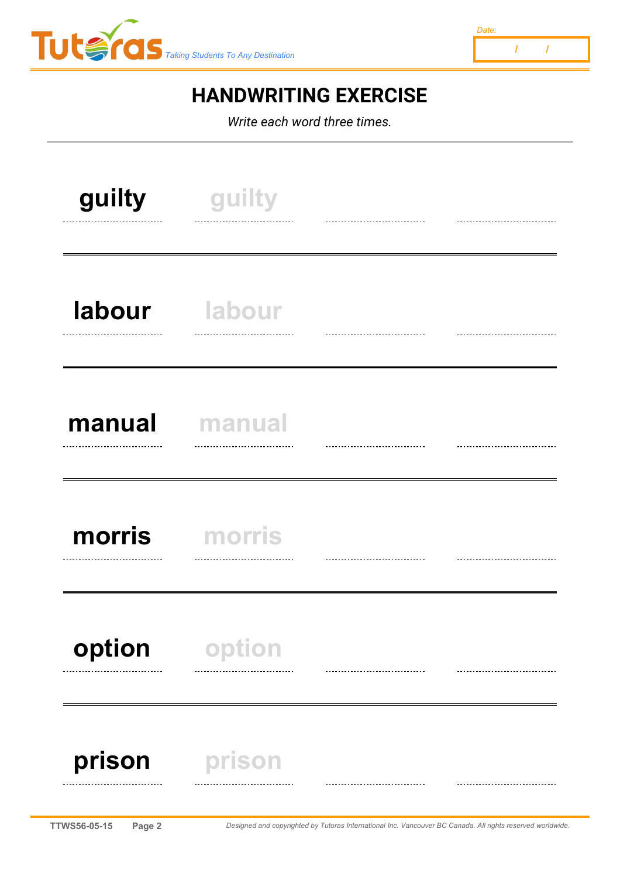# HANDWRITING EXERCISE

*Write each word three times.*

| | | | |
|---|---|---|---|
| **guilty** | guilty | | |
| **labour** | labour | | |
| **manual** | manual | | |
| **morris** | morris | | |
| **option** | option | | |
| **prison** | prison | | |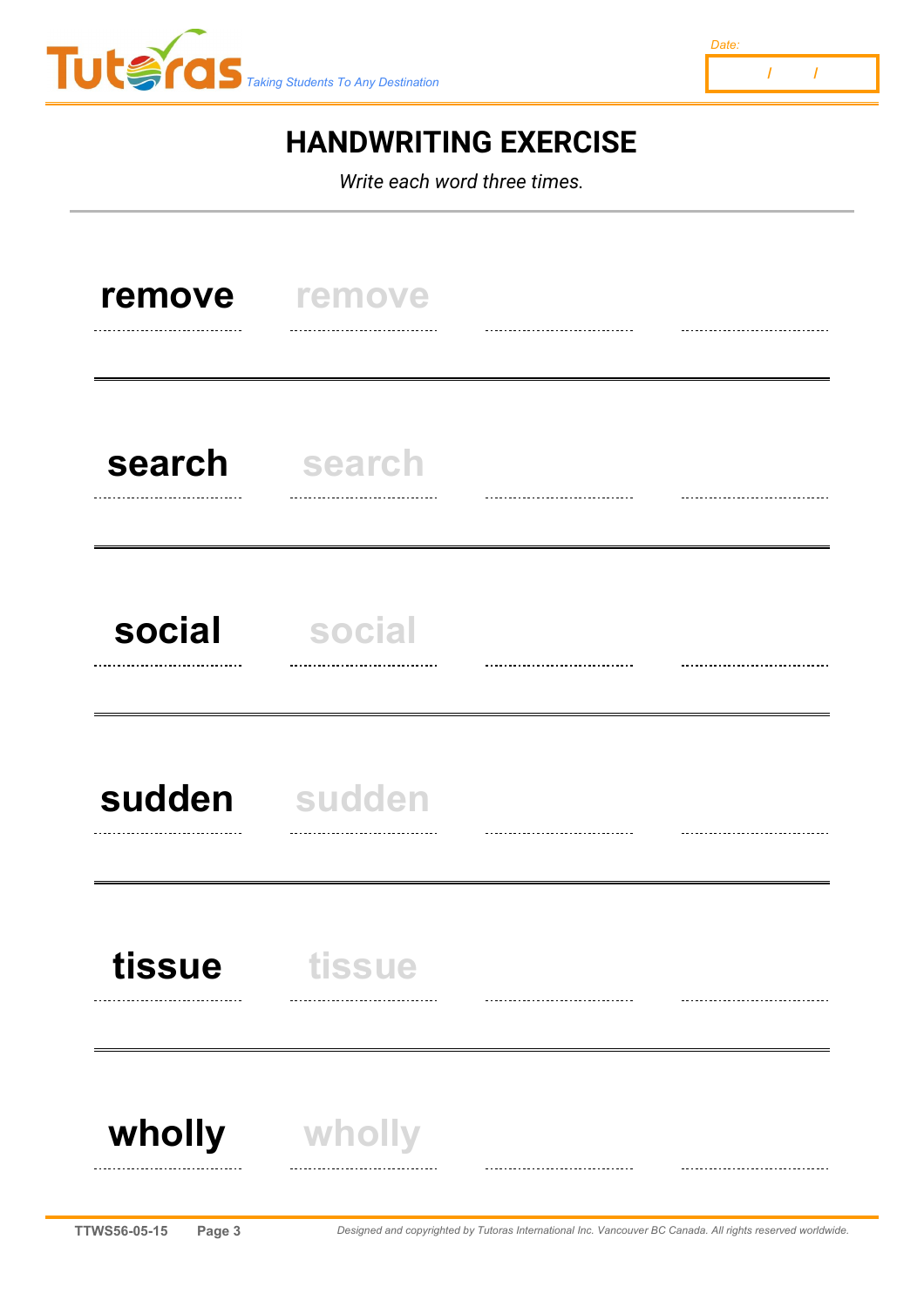# HANDWRITING EXERCISE

*Write each word three times.*

| remove | remove | | |
|---|---|---|---|
| search | search | | |
| social | social | | |
| sudden | sudden | | |
| tissue | tissue | | |
| wholly | wholly | | |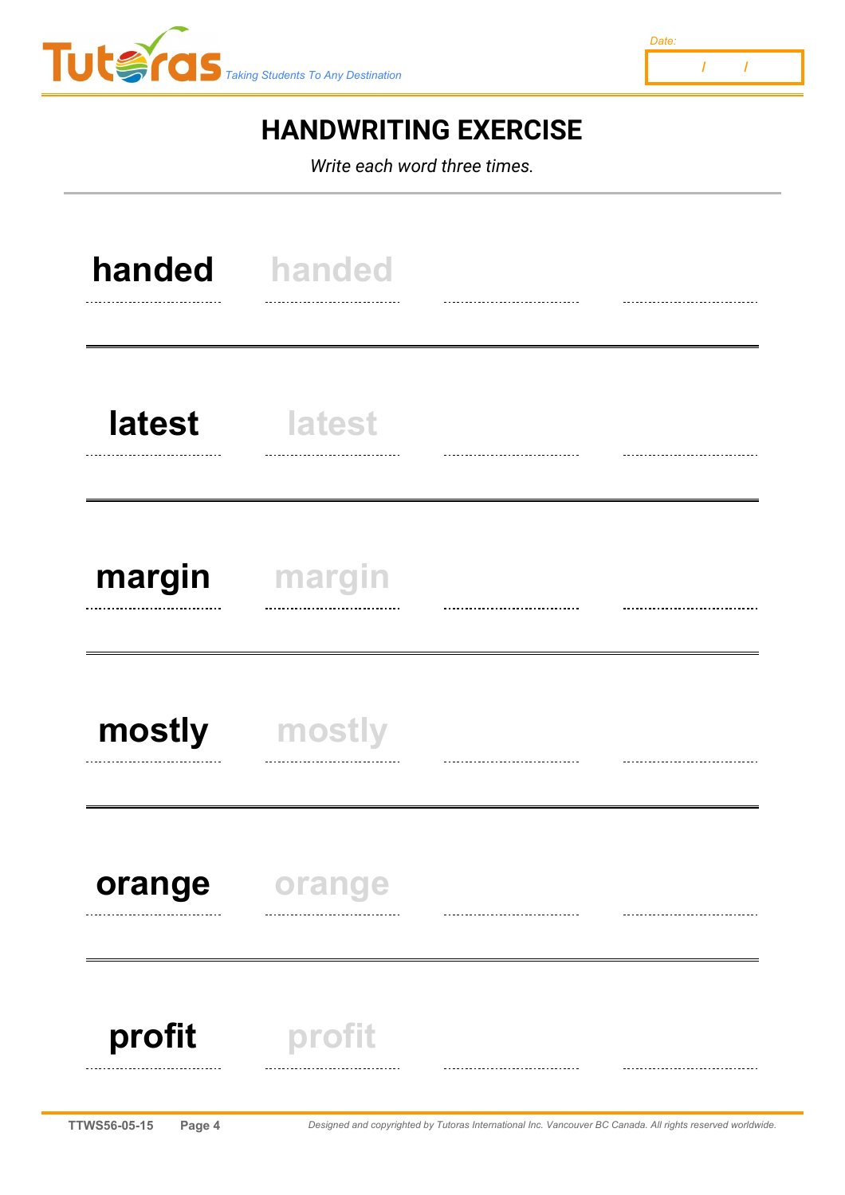Date: / /

# HANDWRITING EXERCISE

*Write each word three times.*

**handed** handed

**latest** latest

**margin** margin

**mostly** mostly

**orange** orange

**profit** profit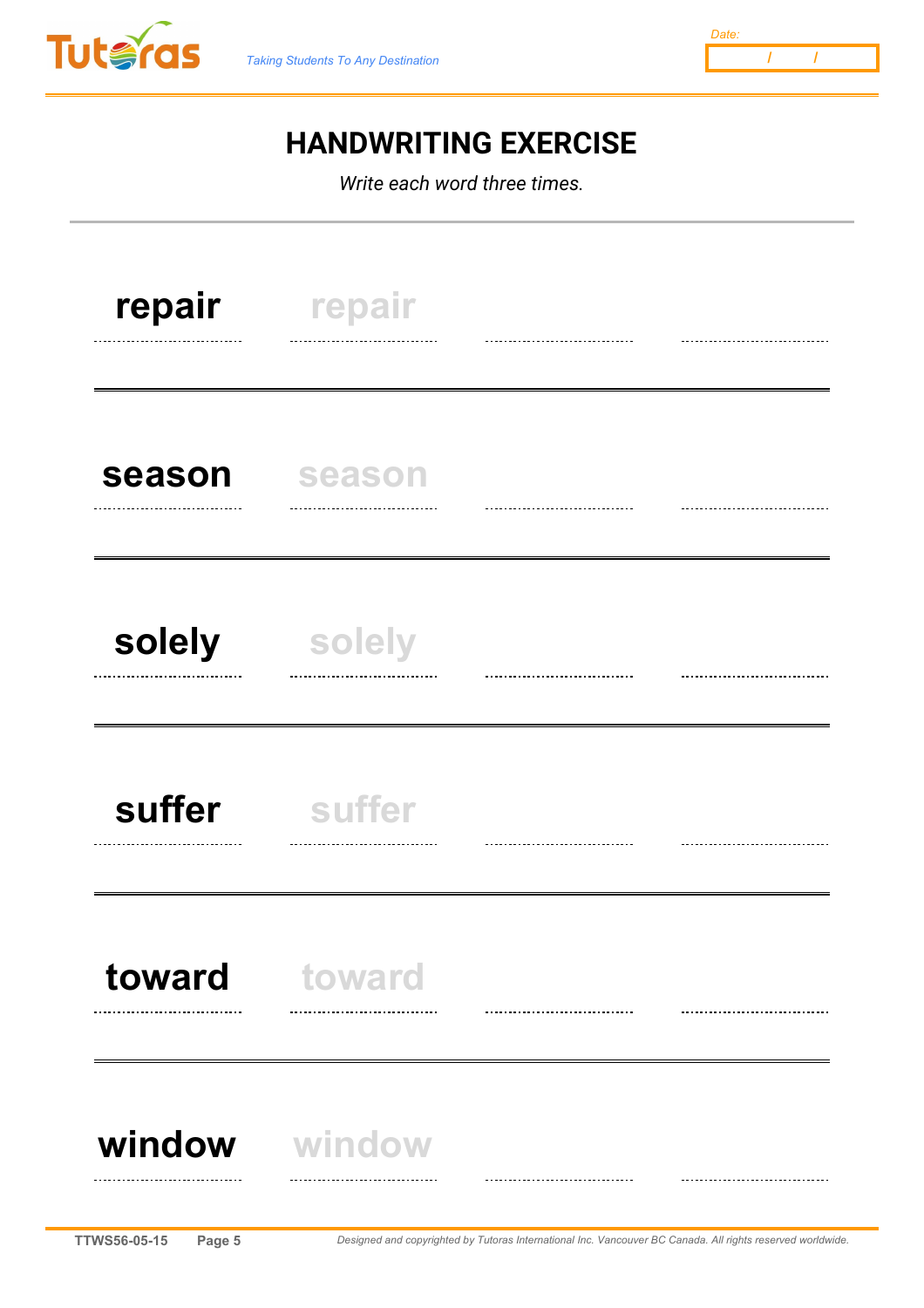# HANDWRITING EXERCISE

*Write each word three times.*

| | | | |
|---|---|---|---|
| **repair** | repair | | |
| **season** | season | | |
| **solely** | solely | | |
| **suffer** | suffer | | |
| **toward** | toward | | |
| **window** | window | | |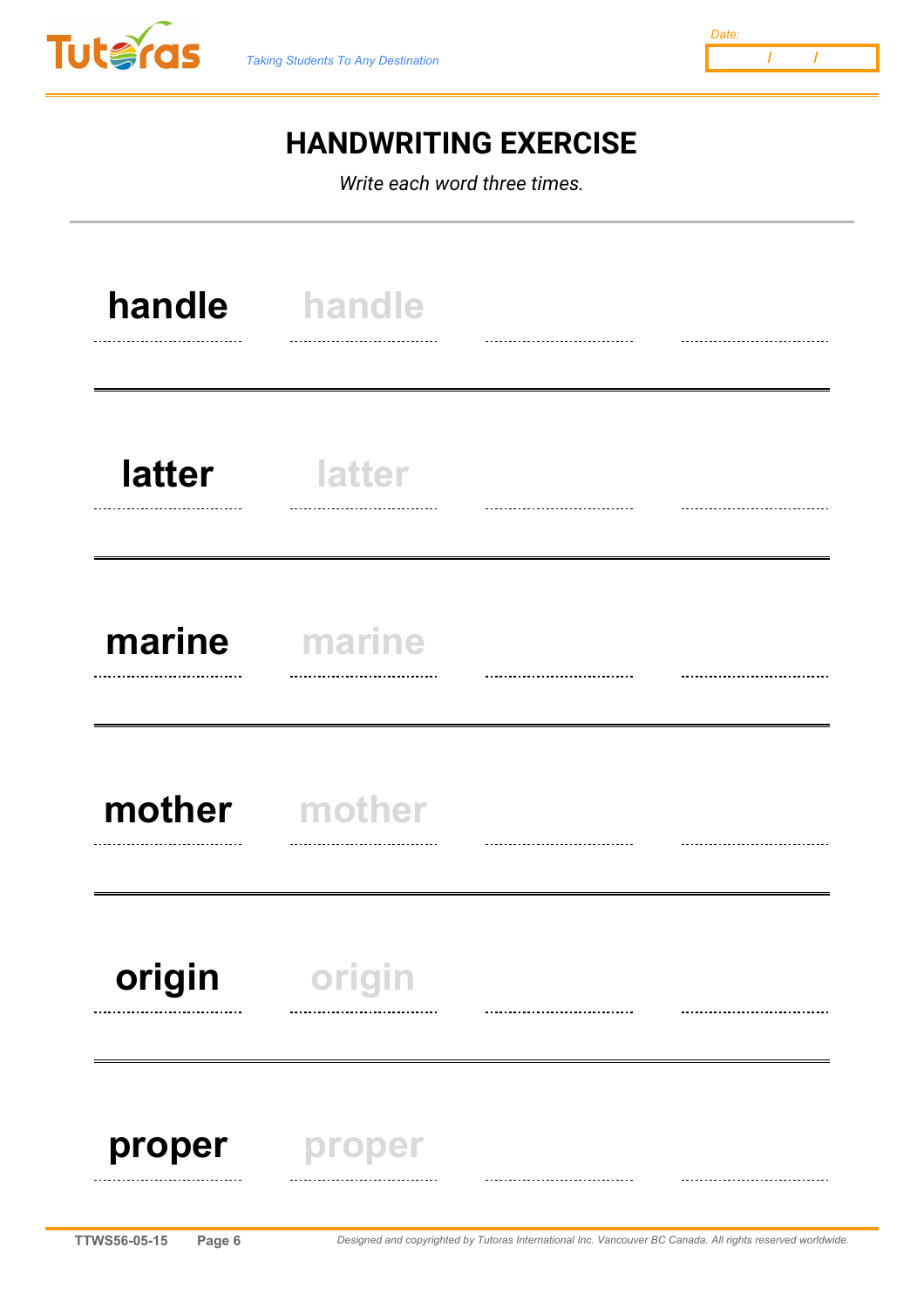# HANDWRITING EXERCISE

*Write each word three times.*

| | | | |
|---|---|---|---|
| **handle** | handle | | |
| **latter** | latter | | |
| **marine** | marine | | |
| **mother** | mother | | |
| **origin** | origin | | |
| **proper** | proper | | |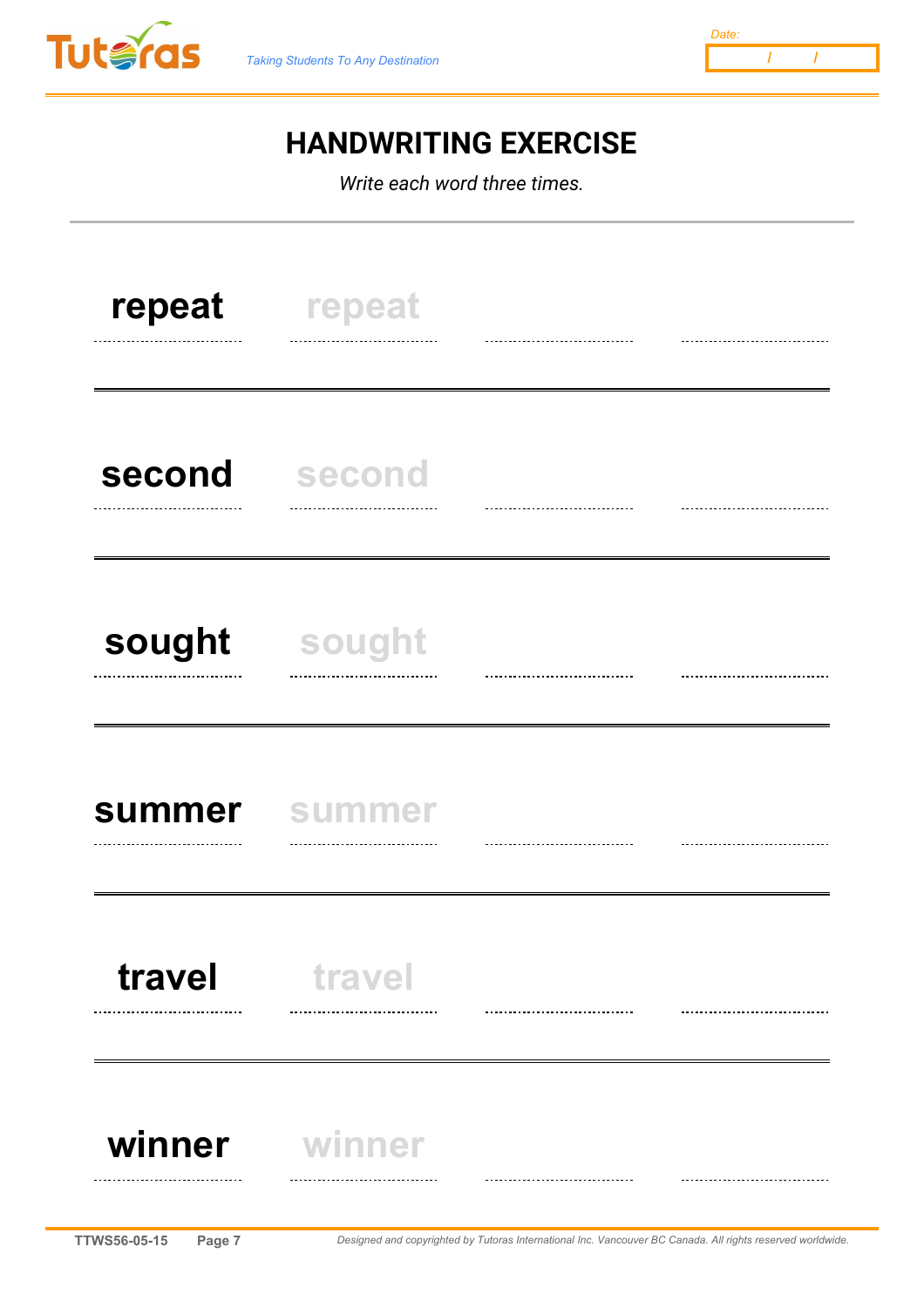# HANDWRITING EXERCISE

*Write each word three times.*

| | | | |
|---|---|---|---|
| **repeat** | repeat | | |
| **second** | second | | |
| **sought** | sought | | |
| **summer** | summer | | |
| **travel** | travel | | |
| **winner** | winner | | |